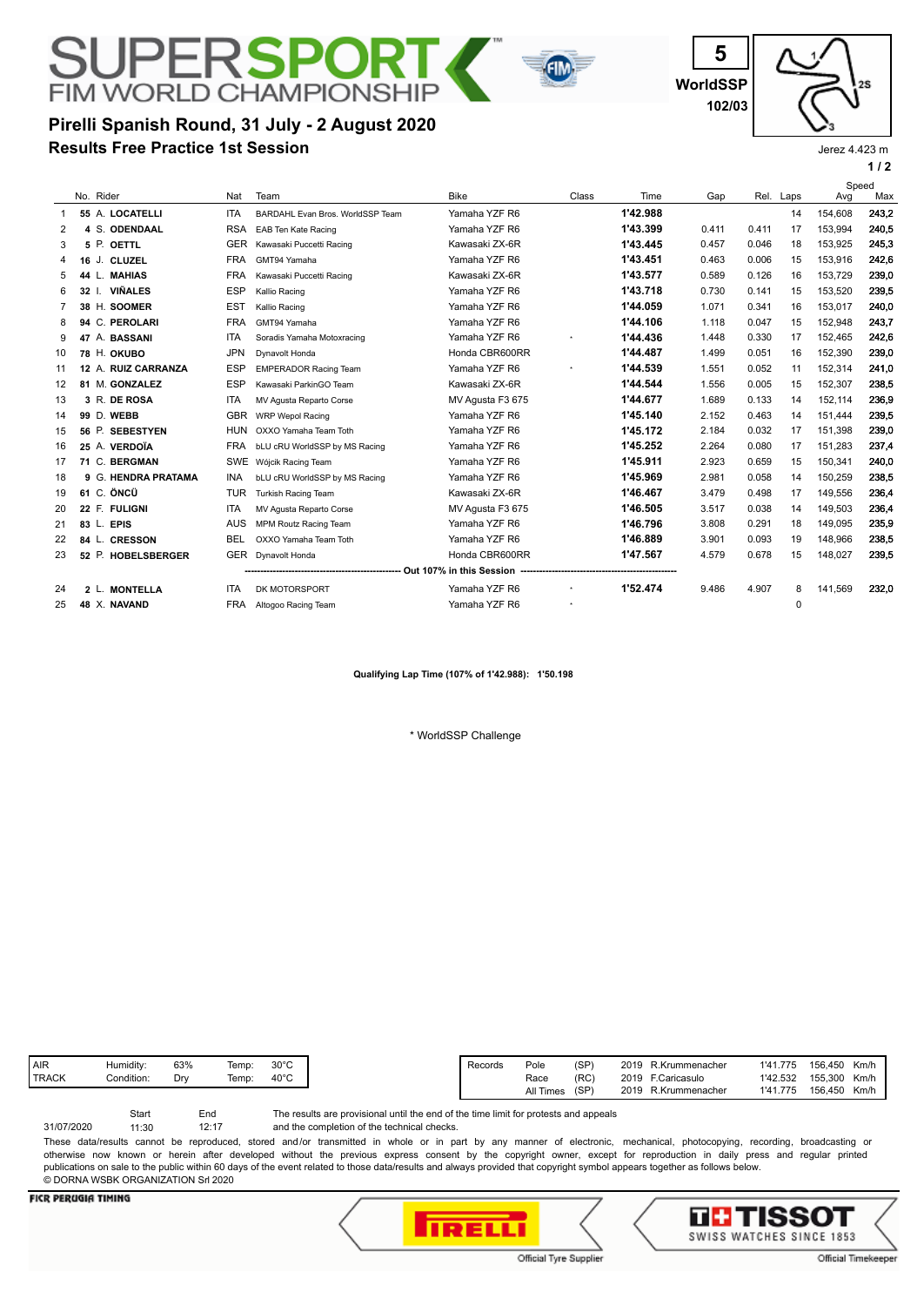# SUPERSPORT FIM WORLD CHAMPIONSHIP

5
WorldSSP
102/03

## Pirelli Spanish Round, 31 July - 2 August 2020

## Results Free Practice 1st Session

Jerez 4.423 m

| | No. | Rider | Nat | Team | Bike | Class | Time | Gap | Rel. | Laps | Speed Avg | Speed Max |
|---|---|---|---|---|---|---|---|---|---|---|---|---|
| 1 | 55 | A. **LOCATELLI** | ITA | BARDAHL Evan Bros. WorldSSP Team | Yamaha YZF R6 | | **1'42.988** | | | 14 | 154,608 | **243,2** |
| 2 | 4 | S. **ODENDAAL** | RSA | EAB Ten Kate Racing | Yamaha YZF R6 | | **1'43.399** | 0.411 | 0.411 | 17 | 153,994 | **240,5** |
| 3 | 5 | P. **OETTL** | GER | Kawasaki Puccetti Racing | Kawasaki ZX-6R | | **1'43.445** | 0.457 | 0.046 | 18 | 153,925 | **245,3** |
| 4 | 16 | J. **CLUZEL** | FRA | GMT94 Yamaha | Yamaha YZF R6 | | **1'43.451** | 0.463 | 0.006 | 15 | 153,916 | **242,6** |
| 5 | 44 | L. **MAHIAS** | FRA | Kawasaki Puccetti Racing | Kawasaki ZX-6R | | **1'43.577** | 0.589 | 0.126 | 16 | 153,729 | **239,0** |
| 6 | 32 | I. **VIÑALES** | ESP | Kallio Racing | Yamaha YZF R6 | | **1'43.718** | 0.730 | 0.141 | 15 | 153,520 | **239,5** |
| 7 | 38 | H. **SOOMER** | EST | Kallio Racing | Yamaha YZF R6 | | **1'44.059** | 1.071 | 0.341 | 16 | 153,017 | **240,0** |
| 8 | 94 | C. **PEROLARI** | FRA | GMT94 Yamaha | Yamaha YZF R6 | | **1'44.106** | 1.118 | 0.047 | 15 | 152,948 | **243,7** |
| 9 | 47 | A. **BASSANI** | ITA | Soradis Yamaha Motoxracing | Yamaha YZF R6 | * | **1'44.436** | 1.448 | 0.330 | 17 | 152,465 | **242,6** |
| 10 | 78 | H. **OKUBO** | JPN | Dynavolt Honda | Honda CBR600RR | | **1'44.487** | 1.499 | 0.051 | 16 | 152,390 | **239,0** |
| 11 | 12 | A. **RUIZ CARRANZA** | ESP | EMPERADOR Racing Team | Yamaha YZF R6 | * | **1'44.539** | 1.551 | 0.052 | 11 | 152,314 | **241,0** |
| 12 | 81 | M. **GONZALEZ** | ESP | Kawasaki ParkinGO Team | Kawasaki ZX-6R | | **1'44.544** | 1.556 | 0.005 | 15 | 152,307 | **238,5** |
| 13 | 3 | R. **DE ROSA** | ITA | MV Agusta Reparto Corse | MV Agusta F3 675 | | **1'44.677** | 1.689 | 0.133 | 14 | 152,114 | **236,9** |
| 14 | 99 | D. **WEBB** | GBR | WRP Wepol Racing | Yamaha YZF R6 | | **1'45.140** | 2.152 | 0.463 | 14 | 151,444 | **239,5** |
| 15 | 56 | P. **SEBESTYEN** | HUN | OXXO Yamaha Team Toth | Yamaha YZF R6 | | **1'45.172** | 2.184 | 0.032 | 17 | 151,398 | **239,0** |
| 16 | 25 | A. **VERDOÏA** | FRA | bLU cRU WorldSSP by MS Racing | Yamaha YZF R6 | | **1'45.252** | 2.264 | 0.080 | 17 | 151,283 | **237,4** |
| 17 | 71 | C. **BERGMAN** | SWE | Wójcik Racing Team | Yamaha YZF R6 | | **1'45.911** | 2.923 | 0.659 | 15 | 150,341 | **240,0** |
| 18 | 9 | G. **HENDRA PRATAMA** | INA | bLU cRU WorldSSP by MS Racing | Yamaha YZF R6 | | **1'45.969** | 2.981 | 0.058 | 14 | 150,259 | **238,5** |
| 19 | 61 | C. **ÖNCÜ** | TUR | Turkish Racing Team | Kawasaki ZX-6R | | **1'46.467** | 3.479 | 0.498 | 17 | 149,556 | **236,4** |
| 20 | 22 | F. **FULIGNI** | ITA | MV Agusta Reparto Corse | MV Agusta F3 675 | | **1'46.505** | 3.517 | 0.038 | 14 | 149,503 | **236,4** |
| 21 | 83 | L. **EPIS** | AUS | MPM Routz Racing Team | Yamaha YZF R6 | | **1'46.796** | 3.808 | 0.291 | 18 | 149,095 | **235,9** |
| 22 | 84 | L. **CRESSON** | BEL | OXXO Yamaha Team Toth | Yamaha YZF R6 | | **1'46.889** | 3.901 | 0.093 | 19 | 148,966 | **238,5** |
| 23 | 52 | P. **HOBELSBERGER** | GER | Dynavolt Honda | Honda CBR600RR | | **1'47.567** | 4.579 | 0.678 | 15 | 148,027 | **239,5** |
| | | | | **Out 107% in this Session** | | | | | | | | |
| 24 | 2 | L. **MONTELLA** | ITA | DK MOTORSPORT | Yamaha YZF R6 | * | **1'52.474** | 9.486 | 4.907 | 8 | 141,569 | **232,0** |
| 25 | 48 | X. **NAVAND** | FRA | Altogoo Racing Team | Yamaha YZF R6 | * | | | | 0 | | |

**Qualifying Lap Time (107% of 1'42.988): 1'50.198**

\* WorldSSP Challenge

| | | | | |
|---|---|---|---|---|
| AIR | Humidity: | 63% | Temp: | 30°C |
| TRACK | Condition: | Dry | Temp: | 40°C |

| Records | | | | | | |
|---|---|---|---|---|---|---|
| Pole | (SP) | 2019 | R.Krummenacher | 1'41.775 | 156,450 | Km/h |
| Race | (RC) | 2019 | F.Caricasulo | 1'42.532 | 155,300 | Km/h |
| All Times | (SP) | 2019 | R.Krummenacher | 1'41.775 | 156,450 | Km/h |

| | Start | End |
|---|---|---|
| 31/07/2020 | 11:30 | 12:17 |

The results are provisional until the end of the time limit for protests and appeals and the completion of the technical checks.

These data/results cannot be reproduced, stored and/or transmitted in whole or in part by any manner of electronic, mechanical, photocopying, recording, broadcasting or otherwise now known or herein after developed without the previous express consent by the copyright owner, except for reproduction in daily press and regular printed publications on sale to the public within 60 days of the event related to those data/results and always provided that copyright symbol appears together as follows below.
© DORNA WSBK ORGANIZATION Srl 2020

FICR PERUGIA TIMING

Official Tyre Supplier — PIRELLI

TISSOT SWISS WATCHES SINCE 1853 — Official Timekeeper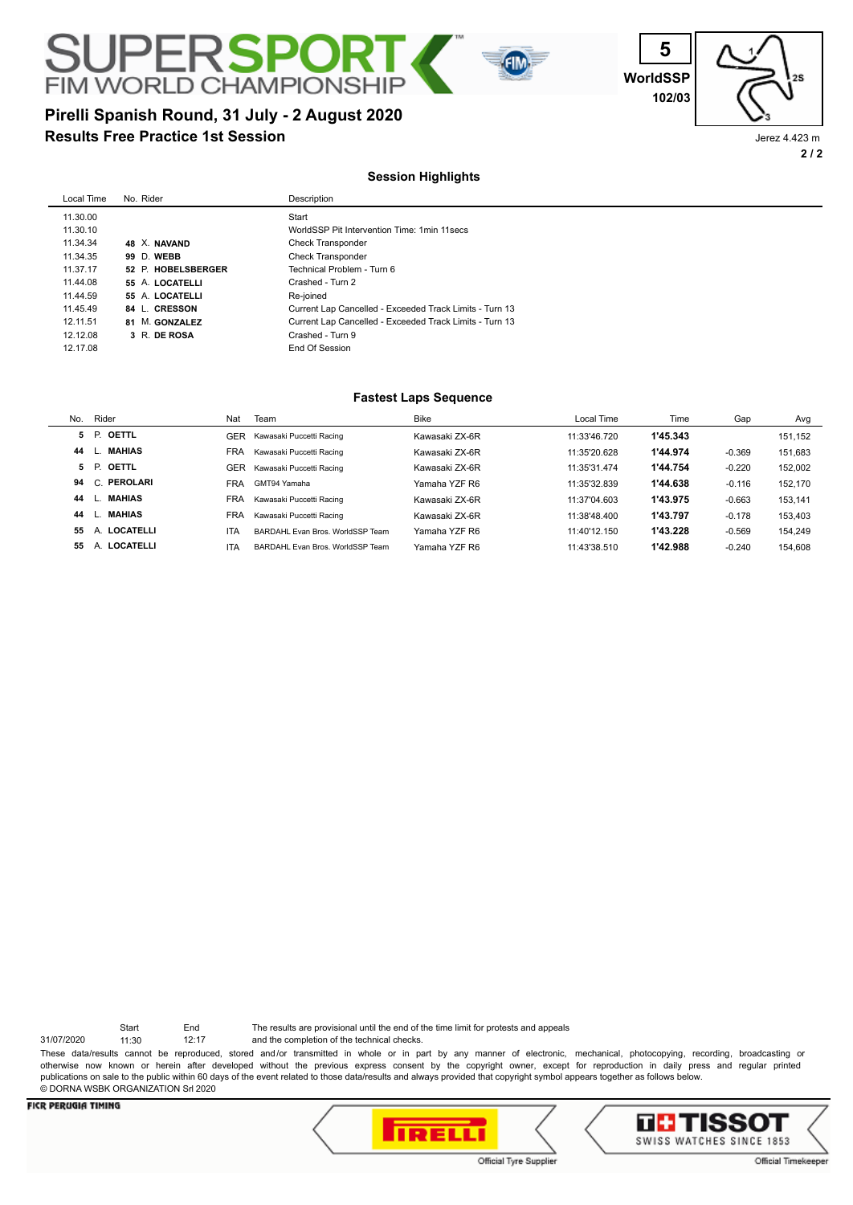# SUPERSPORT FIM WORLD CHAMPIONSHIP

5 WorldSSP 102/03

## Pirelli Spanish Round, 31 July - 2 August 2020

### Results Free Practice 1st Session

Jerez 4.423 m

### Session Highlights

| Local Time | No. Rider | Description |
|---|---|---|
| 11.30.00 | | Start |
| 11.30.10 | | WorldSSP Pit Intervention Time: 1min 11secs |
| 11.34.34 | 48 X. NAVAND | Check Transponder |
| 11.34.35 | 99 D. WEBB | Check Transponder |
| 11.37.17 | 52 P. HOBELSBERGER | Technical Problem - Turn 6 |
| 11.44.08 | 55 A. LOCATELLI | Crashed - Turn 2 |
| 11.44.59 | 55 A. LOCATELLI | Re-joined |
| 11.45.49 | 84 L. CRESSON | Current Lap Cancelled - Exceeded Track Limits - Turn 13 |
| 12.11.51 | 81 M. GONZALEZ | Current Lap Cancelled - Exceeded Track Limits - Turn 13 |
| 12.12.08 | 3 R. DE ROSA | Crashed - Turn 9 |
| 12.17.08 | | End Of Session |

### Fastest Laps Sequence

| No. | Rider | Nat | Team | Bike | Local Time | Time | Gap | Avg |
|---|---|---|---|---|---|---|---|---|
| 5 | P. OETTL | GER | Kawasaki Puccetti Racing | Kawasaki ZX-6R | 11:33'46.720 | 1'45.343 | | 151,152 |
| 44 | L. MAHIAS | FRA | Kawasaki Puccetti Racing | Kawasaki ZX-6R | 11:35'20.628 | 1'44.974 | -0.369 | 151,683 |
| 5 | P. OETTL | GER | Kawasaki Puccetti Racing | Kawasaki ZX-6R | 11:35'31.474 | 1'44.754 | -0.220 | 152,002 |
| 94 | C. PEROLARI | FRA | GMT94 Yamaha | Yamaha YZF R6 | 11:35'32.839 | 1'44.638 | -0.116 | 152,170 |
| 44 | L. MAHIAS | FRA | Kawasaki Puccetti Racing | Kawasaki ZX-6R | 11:37'04.603 | 1'43.975 | -0.663 | 153,141 |
| 44 | L. MAHIAS | FRA | Kawasaki Puccetti Racing | Kawasaki ZX-6R | 11:38'48.400 | 1'43.797 | -0.178 | 153,403 |
| 55 | A. LOCATELLI | ITA | BARDAHL Evan Bros. WorldSSP Team | Yamaha YZF R6 | 11:40'12.150 | 1'43.228 | -0.569 | 154,249 |
| 55 | A. LOCATELLI | ITA | BARDAHL Evan Bros. WorldSSP Team | Yamaha YZF R6 | 11:43'38.510 | 1'42.988 | -0.240 | 154,608 |

| | Start | End | |
|---|---|---|---|
| 31/07/2020 | 11:30 | 12:17 | The results are provisional until the end of the time limit for protests and appeals and the completion of the technical checks. |

These data/results cannot be reproduced, stored and/or transmitted in whole or in part by any manner of electronic, mechanical, photocopying, recording, broadcasting or otherwise now known or herein after developed without the previous express consent by the copyright owner, except for reproduction in daily press and regular printed publications on sale to the public within 60 days of the event related to those data/results and always provided that copyright symbol appears together as follows below.
© DORNA WSBK ORGANIZATION Srl 2020

FICR PERUGIA TIMING

PIRELLI Official Tyre Supplier

TISSOT SWISS WATCHES SINCE 1853 Official Timekeeper